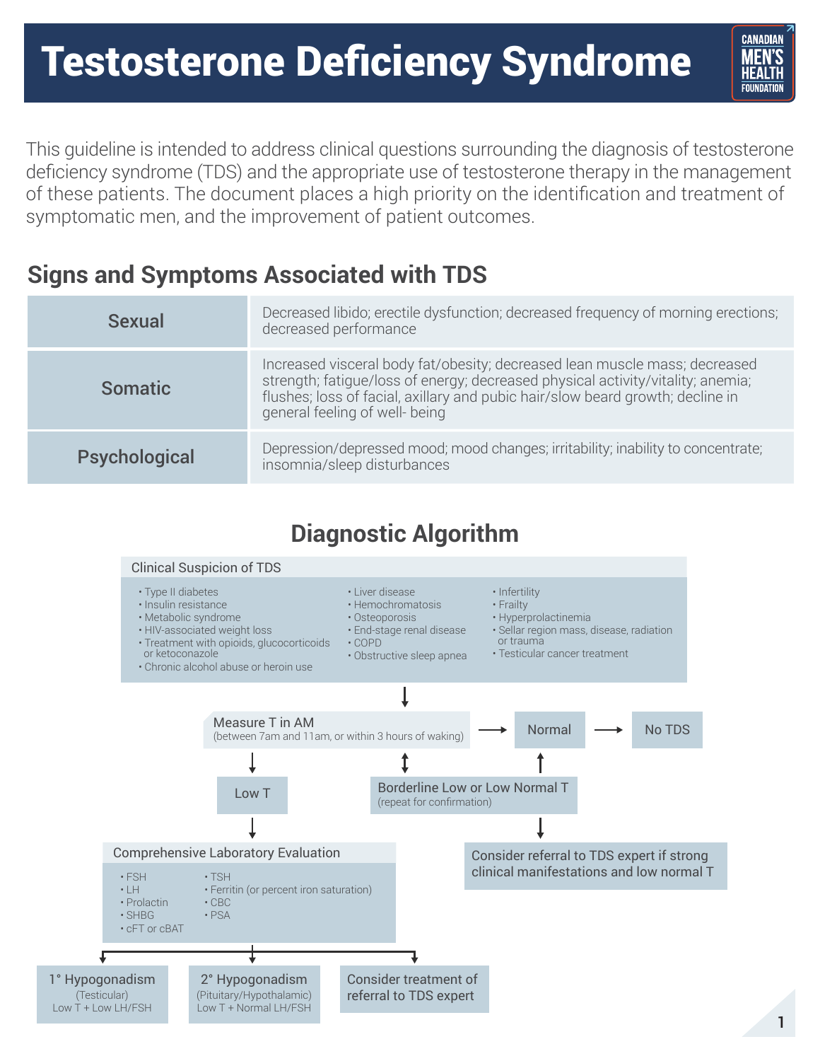# Testosterone Deficiency Syndrome

This guideline is intended to address clinical questions surrounding the diagnosis of testosterone deficiency syndrome (TDS) and the appropriate use of testosterone therapy in the management of these patients. The document places a high priority on the identification and treatment of symptomatic men, and the improvement of patient outcomes.

## Signs and Symptoms Associated with TDS

| | |
|---|---|
| **Sexual** | Decreased libido; erectile dysfunction; decreased frequency of morning erections; decreased performance |
| **Somatic** | Increased visceral body fat/obesity; decreased lean muscle mass; decreased strength; fatigue/loss of energy; decreased physical activity/vitality; anemia; flushes; loss of facial, axillary and pubic hair/slow beard growth; decline in general feeling of well- being |
| **Psychological** | Depression/depressed mood; mood changes; irritability; inability to concentrate; insomnia/sleep disturbances |

## Diagnostic Algorithm

**Clinical Suspicion of TDS**

- Type II diabetes
- Insulin resistance
- Metabolic syndrome
- HIV-associated weight loss
- Treatment with opioids, glucocorticoids or ketoconazole
- Chronic alcohol abuse or heroin use
- Liver disease
- Hemochromatosis
- Osteoporosis
- End-stage renal disease
- COPD
- Obstructive sleep apnea
- Infertility
- Frailty
- Hyperprolactinemia
- Sellar region mass, disease, radiation or trauma
- Testicular cancer treatment

↓

**Measure T in AM** (between 7am and 11am, or within 3 hours of waking)

- → **Normal** → **No TDS**
- ↕ **Borderline Low or Low Normal T** (repeat for confirmation)
  - ↑ Normal
  - ↓ **Consider referral to TDS expert if strong clinical manifestations and low normal T**
- ↓ **Low T**
  - ↓ **Comprehensive Laboratory Evaluation**
    - FSH
    - LH
    - Prolactin
    - SHBG
    - cFT or cBAT
    - TSH
    - Ferritin (or percent iron saturation)
    - CBC
    - PSA
  - ↓
    - **1° Hypogonadism** (Testicular) Low T + Low LH/FSH
    - **2° Hypogonadism** (Pituitary/Hypothalamic) Low T + Normal LH/FSH
    - **Consider treatment of referral to TDS expert**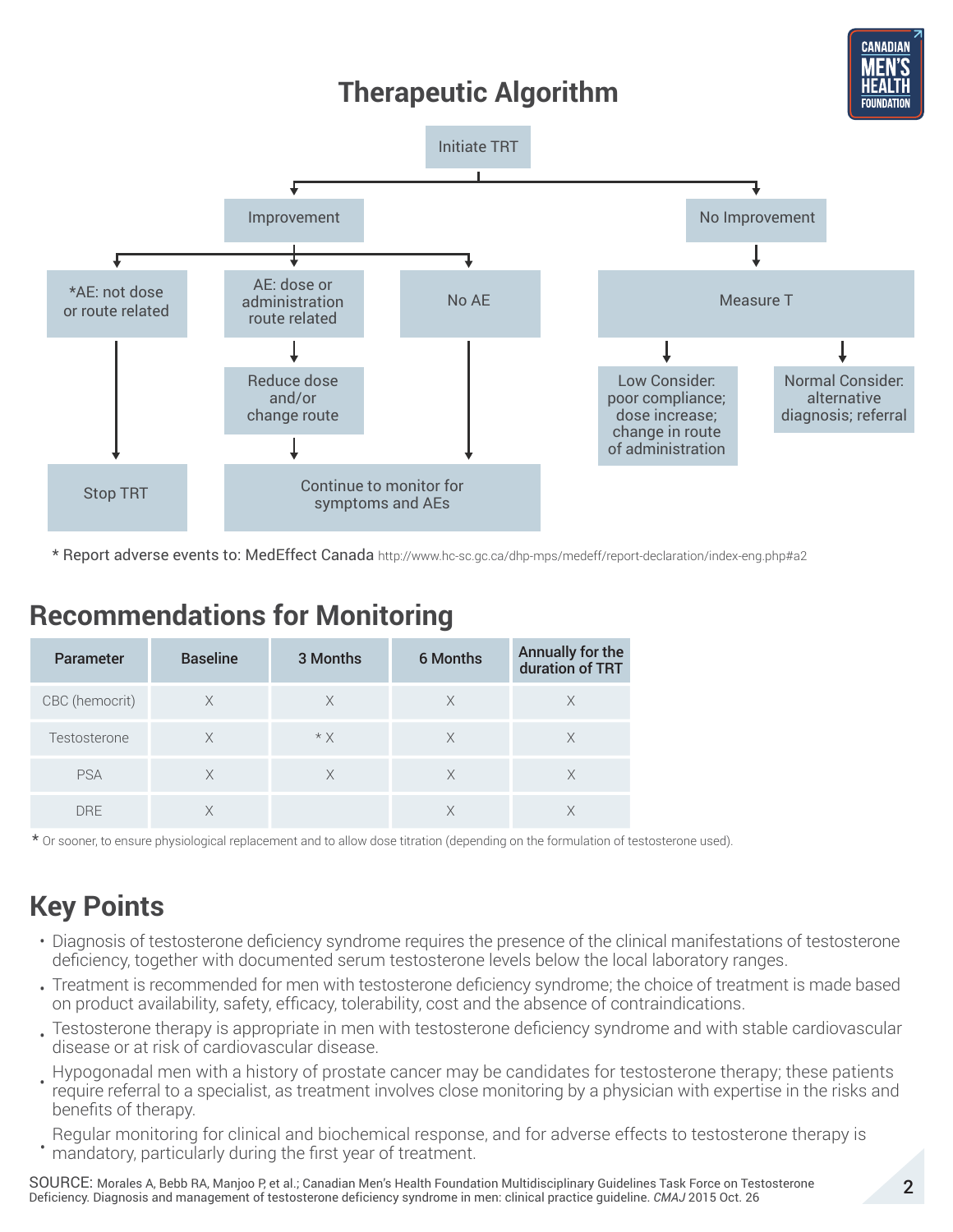## Therapeutic Algorithm

Initiate TRT

Improvement

No Improvement

*AE: not dose or route related

AE: dose or administration route related

No AE

Measure T

Reduce dose and/or change route

Low Consider: poor compliance; dose increase; change in route of administration

Normal Consider: alternative diagnosis; referral

Stop TRT

Continue to monitor for symptoms and AEs

* Report adverse events to: MedEffect Canada http://www.hc-sc.gc.ca/dhp-mps/medeff/report-declaration/index-eng.php#a2

## Recommendations for Monitoring

| Parameter | Baseline | 3 Months | 6 Months | Annually for the duration of TRT |
|---|---|---|---|---|
| CBC (hemocrit) | X | X | X | X |
| Testosterone | X | * X | X | X |
| PSA | X | X | X | X |
| DRE | X | | X | X |

* Or sooner, to ensure physiological replacement and to allow dose titration (depending on the formulation of testosterone used).

## Key Points

- Diagnosis of testosterone deficiency syndrome requires the presence of the clinical manifestations of testosterone deficiency, together with documented serum testosterone levels below the local laboratory ranges.
- Treatment is recommended for men with testosterone deficiency syndrome; the choice of treatment is made based on product availability, safety, efficacy, tolerability, cost and the absence of contraindications.
- Testosterone therapy is appropriate in men with testosterone deficiency syndrome and with stable cardiovascular disease or at risk of cardiovascular disease.
- Hypogonadal men with a history of prostate cancer may be candidates for testosterone therapy; these patients require referral to a specialist, as treatment involves close monitoring by a physician with expertise in the risks and benefits of therapy.
- Regular monitoring for clinical and biochemical response, and for adverse effects to testosterone therapy is mandatory, particularly during the first year of treatment.

SOURCE: Morales A, Bebb RA, Manjoo P, et al.; Canadian Men's Health Foundation Multidisciplinary Guidelines Task Force on Testosterone Deficiency. Diagnosis and management of testosterone deficiency syndrome in men: clinical practice guideline. *CMAJ* 2015 Oct. 26